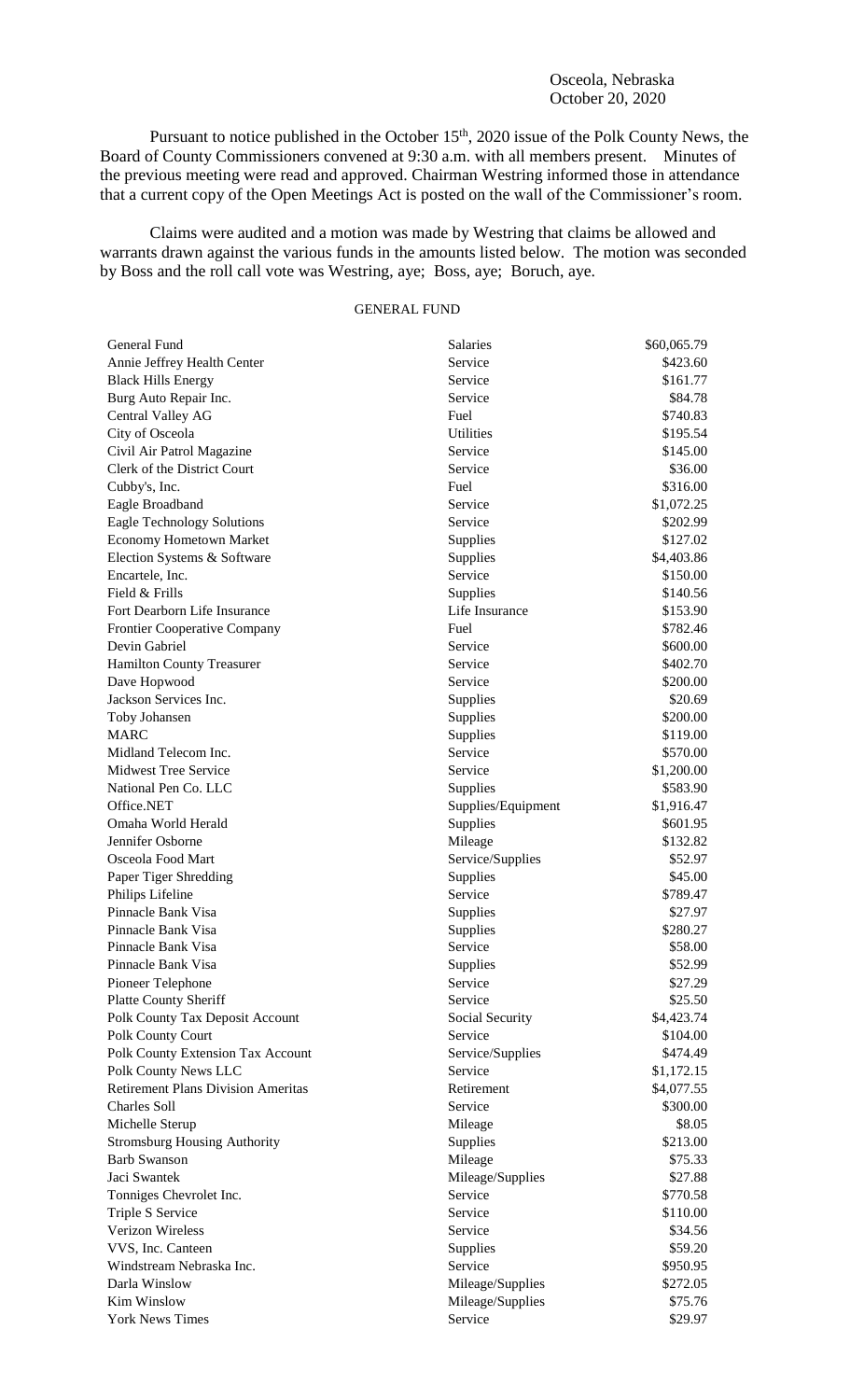Osceola, Nebraska
October 20, 2020

Pursuant to notice published in the October 15th, 2020 issue of the Polk County News, the Board of County Commissioners convened at 9:30 a.m. with all members present. Minutes of the previous meeting were read and approved. Chairman Westring informed those in attendance that a current copy of the Open Meetings Act is posted on the wall of the Commissioner's room.

Claims were audited and a motion was made by Westring that claims be allowed and warrants drawn against the various funds in the amounts listed below. The motion was seconded by Boss and the roll call vote was Westring, aye; Boss, aye; Boruch, aye.

## GENERAL FUND

| | | |
|---|---|---|
| General Fund | Salaries | \$60,065.79 |
| Annie Jeffrey Health Center | Service | \$423.60 |
| Black Hills Energy | Service | \$161.77 |
| Burg Auto Repair Inc. | Service | \$84.78 |
| Central Valley AG | Fuel | \$740.83 |
| City of Osceola | Utilities | \$195.54 |
| Civil Air Patrol Magazine | Service | \$145.00 |
| Clerk of the District Court | Service | \$36.00 |
| Cubby's, Inc. | Fuel | \$316.00 |
| Eagle Broadband | Service | \$1,072.25 |
| Eagle Technology Solutions | Service | \$202.99 |
| Economy Hometown Market | Supplies | \$127.02 |
| Election Systems & Software | Supplies | \$4,403.86 |
| Encartele, Inc. | Service | \$150.00 |
| Field & Frills | Supplies | \$140.56 |
| Fort Dearborn Life Insurance | Life Insurance | \$153.90 |
| Frontier Cooperative Company | Fuel | \$782.46 |
| Devin Gabriel | Service | \$600.00 |
| Hamilton County Treasurer | Service | \$402.70 |
| Dave Hopwood | Service | \$200.00 |
| Jackson Services Inc. | Supplies | \$20.69 |
| Toby Johansen | Supplies | \$200.00 |
| MARC | Supplies | \$119.00 |
| Midland Telecom Inc. | Service | \$570.00 |
| Midwest Tree Service | Service | \$1,200.00 |
| National Pen Co. LLC | Supplies | \$583.90 |
| Office.NET | Supplies/Equipment | \$1,916.47 |
| Omaha World Herald | Supplies | \$601.95 |
| Jennifer Osborne | Mileage | \$132.82 |
| Osceola Food Mart | Service/Supplies | \$52.97 |
| Paper Tiger Shredding | Supplies | \$45.00 |
| Philips Lifeline | Service | \$789.47 |
| Pinnacle Bank Visa | Supplies | \$27.97 |
| Pinnacle Bank Visa | Supplies | \$280.27 |
| Pinnacle Bank Visa | Service | \$58.00 |
| Pinnacle Bank Visa | Supplies | \$52.99 |
| Pioneer Telephone | Service | \$27.29 |
| Platte County Sheriff | Service | \$25.50 |
| Polk County Tax Deposit Account | Social Security | \$4,423.74 |
| Polk County Court | Service | \$104.00 |
| Polk County Extension Tax Account | Service/Supplies | \$474.49 |
| Polk County News LLC | Service | \$1,172.15 |
| Retirement Plans Division Ameritas | Retirement | \$4,077.55 |
| Charles Soll | Service | \$300.00 |
| Michelle Sterup | Mileage | \$8.05 |
| Stromsburg Housing Authority | Supplies | \$213.00 |
| Barb Swanson | Mileage | \$75.33 |
| Jaci Swantek | Mileage/Supplies | \$27.88 |
| Tonniges Chevrolet Inc. | Service | \$770.58 |
| Triple S Service | Service | \$110.00 |
| Verizon Wireless | Service | \$34.56 |
| VVS, Inc. Canteen | Supplies | \$59.20 |
| Windstream Nebraska Inc. | Service | \$950.95 |
| Darla Winslow | Mileage/Supplies | \$272.05 |
| Kim Winslow | Mileage/Supplies | \$75.76 |
| York News Times | Service | \$29.97 |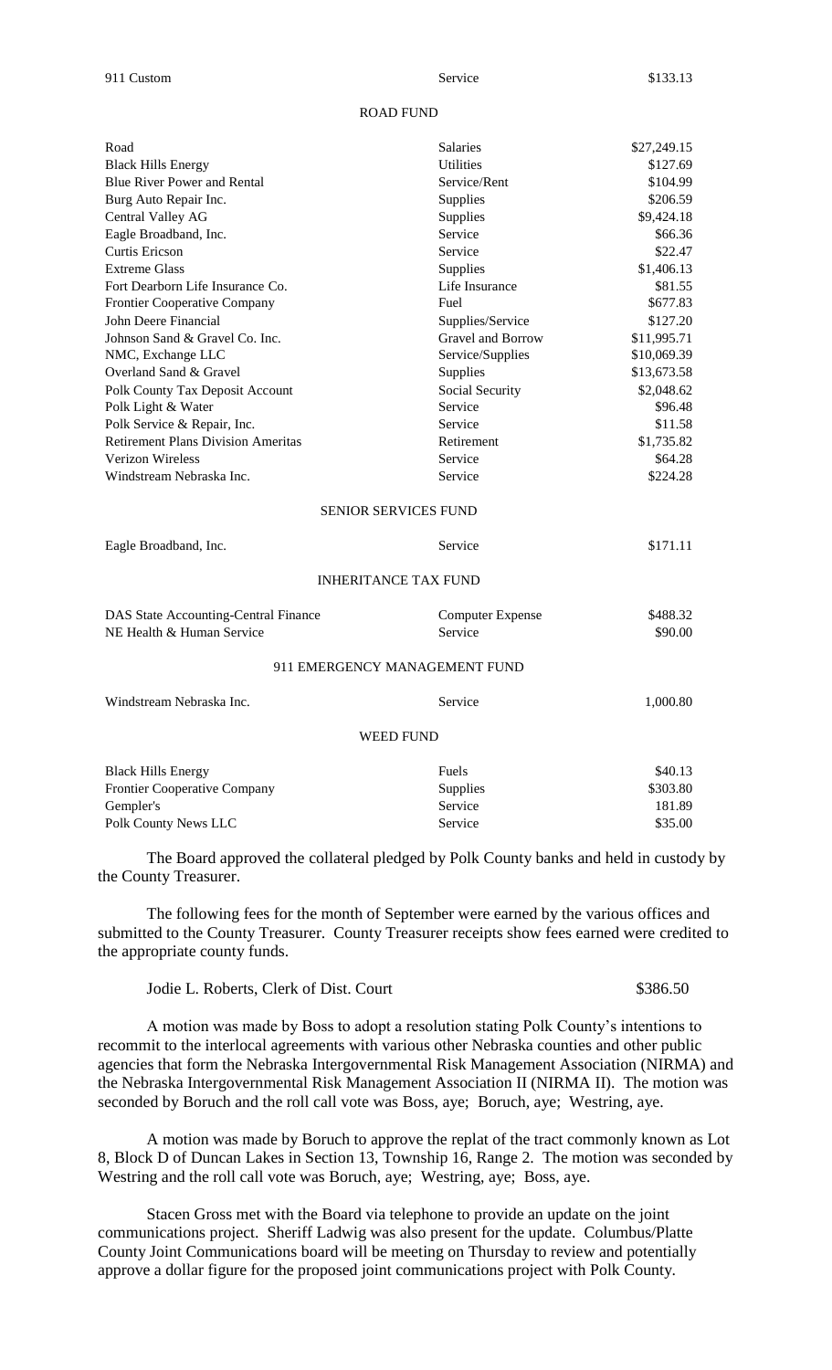| | | |
|---|---|---|
| 911 Custom | Service | $133.13 |

ROAD FUND

| | | |
|---|---|---|
| Road | Salaries | $27,249.15 |
| Black Hills Energy | Utilities | $127.69 |
| Blue River Power and Rental | Service/Rent | $104.99 |
| Burg Auto Repair Inc. | Supplies | $206.59 |
| Central Valley AG | Supplies | $9,424.18 |
| Eagle Broadband, Inc. | Service | $66.36 |
| Curtis Ericson | Service | $22.47 |
| Extreme Glass | Supplies | $1,406.13 |
| Fort Dearborn Life Insurance Co. | Life Insurance | $81.55 |
| Frontier Cooperative Company | Fuel | $677.83 |
| John Deere Financial | Supplies/Service | $127.20 |
| Johnson Sand & Gravel Co. Inc. | Gravel and Borrow | $11,995.71 |
| NMC, Exchange LLC | Service/Supplies | $10,069.39 |
| Overland Sand & Gravel | Supplies | $13,673.58 |
| Polk County Tax Deposit Account | Social Security | $2,048.62 |
| Polk Light & Water | Service | $96.48 |
| Polk Service & Repair, Inc. | Service | $11.58 |
| Retirement Plans Division Ameritas | Retirement | $1,735.82 |
| Verizon Wireless | Service | $64.28 |
| Windstream Nebraska Inc. | Service | $224.28 |

SENIOR SERVICES FUND

| | | |
|---|---|---|
| Eagle Broadband, Inc. | Service | $171.11 |

INHERITANCE TAX FUND

| | | |
|---|---|---|
| DAS State Accounting-Central Finance | Computer Expense | $488.32 |
| NE Health & Human Service | Service | $90.00 |

911 EMERGENCY MANAGEMENT FUND

| | | |
|---|---|---|
| Windstream Nebraska Inc. | Service | 1,000.80 |

WEED FUND

| | | |
|---|---|---|
| Black Hills Energy | Fuels | $40.13 |
| Frontier Cooperative Company | Supplies | $303.80 |
| Gempler's | Service | 181.89 |
| Polk County News LLC | Service | $35.00 |

The Board approved the collateral pledged by Polk County banks and held in custody by the County Treasurer.

The following fees for the month of September were earned by the various offices and submitted to the County Treasurer. County Treasurer receipts show fees earned were credited to the appropriate county funds.

| | |
|---|---|
| Jodie L. Roberts, Clerk of Dist. Court | $386.50 |

A motion was made by Boss to adopt a resolution stating Polk County's intentions to recommit to the interlocal agreements with various other Nebraska counties and other public agencies that form the Nebraska Intergovernmental Risk Management Association (NIRMA) and the Nebraska Intergovernmental Risk Management Association II (NIRMA II). The motion was seconded by Boruch and the roll call vote was Boss, aye; Boruch, aye; Westring, aye.

A motion was made by Boruch to approve the replat of the tract commonly known as Lot 8, Block D of Duncan Lakes in Section 13, Township 16, Range 2. The motion was seconded by Westring and the roll call vote was Boruch, aye; Westring, aye; Boss, aye.

Stacen Gross met with the Board via telephone to provide an update on the joint communications project. Sheriff Ladwig was also present for the update. Columbus/Platte County Joint Communications board will be meeting on Thursday to review and potentially approve a dollar figure for the proposed joint communications project with Polk County.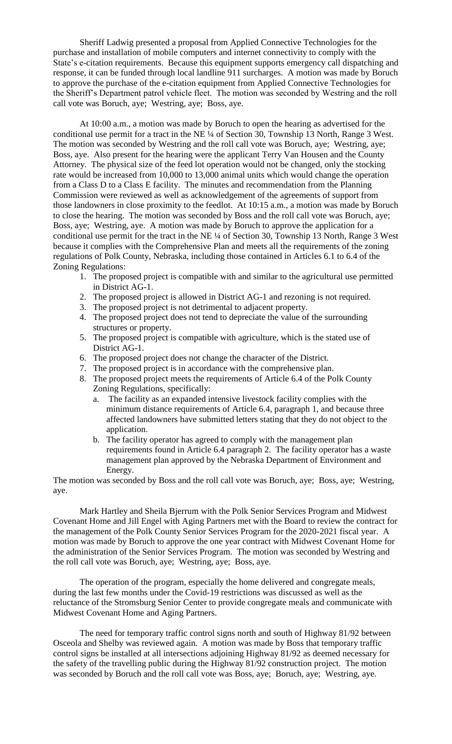Sheriff Ladwig presented a proposal from Applied Connective Technologies for the purchase and installation of mobile computers and internet connectivity to comply with the State's e-citation requirements. Because this equipment supports emergency call dispatching and response, it can be funded through local landline 911 surcharges. A motion was made by Boruch to approve the purchase of the e-citation equipment from Applied Connective Technologies for the Sheriff's Department patrol vehicle fleet. The motion was seconded by Westring and the roll call vote was Boruch, aye; Westring, aye; Boss, aye.

At 10:00 a.m., a motion was made by Boruch to open the hearing as advertised for the conditional use permit for a tract in the NE ¼ of Section 30, Township 13 North, Range 3 West. The motion was seconded by Westring and the roll call vote was Boruch, aye; Westring, aye; Boss, aye. Also present for the hearing were the applicant Terry Van Housen and the County Attorney. The physical size of the feed lot operation would not be changed, only the stocking rate would be increased from 10,000 to 13,000 animal units which would change the operation from a Class D to a Class E facility. The minutes and recommendation from the Planning Commission were reviewed as well as acknowledgement of the agreements of support from those landowners in close proximity to the feedlot. At 10:15 a.m., a motion was made by Boruch to close the hearing. The motion was seconded by Boss and the roll call vote was Boruch, aye; Boss, aye; Westring, aye. A motion was made by Boruch to approve the application for a conditional use permit for the tract in the NE ¼ of Section 30, Township 13 North, Range 3 West because it complies with the Comprehensive Plan and meets all the requirements of the zoning regulations of Polk County, Nebraska, including those contained in Articles 6.1 to 6.4 of the Zoning Regulations:

1. The proposed project is compatible with and similar to the agricultural use permitted in District AG-1.
2. The proposed project is allowed in District AG-1 and rezoning is not required.
3. The proposed project is not detrimental to adjacent property.
4. The proposed project does not tend to depreciate the value of the surrounding structures or property.
5. The proposed project is compatible with agriculture, which is the stated use of District AG-1.
6. The proposed project does not change the character of the District.
7. The proposed project is in accordance with the comprehensive plan.
8. The proposed project meets the requirements of Article 6.4 of the Polk County Zoning Regulations, specifically:
   a. The facility as an expanded intensive livestock facility complies with the minimum distance requirements of Article 6.4, paragraph 1, and because three affected landowners have submitted letters stating that they do not object to the application.
   b. The facility operator has agreed to comply with the management plan requirements found in Article 6.4 paragraph 2. The facility operator has a waste management plan approved by the Nebraska Department of Environment and Energy.

The motion was seconded by Boss and the roll call vote was Boruch, aye; Boss, aye; Westring, aye.

Mark Hartley and Sheila Bjerrum with the Polk Senior Services Program and Midwest Covenant Home and Jill Engel with Aging Partners met with the Board to review the contract for the management of the Polk County Senior Services Program for the 2020-2021 fiscal year. A motion was made by Boruch to approve the one year contract with Midwest Covenant Home for the administration of the Senior Services Program. The motion was seconded by Westring and the roll call vote was Boruch, aye; Westring, aye; Boss, aye.

The operation of the program, especially the home delivered and congregate meals, during the last few months under the Covid-19 restrictions was discussed as well as the reluctance of the Stromsburg Senior Center to provide congregate meals and communicate with Midwest Covenant Home and Aging Partners.

The need for temporary traffic control signs north and south of Highway 81/92 between Osceola and Shelby was reviewed again. A motion was made by Boss that temporary traffic control signs be installed at all intersections adjoining Highway 81/92 as deemed necessary for the safety of the travelling public during the Highway 81/92 construction project. The motion was seconded by Boruch and the roll call vote was Boss, aye; Boruch, aye; Westring, aye.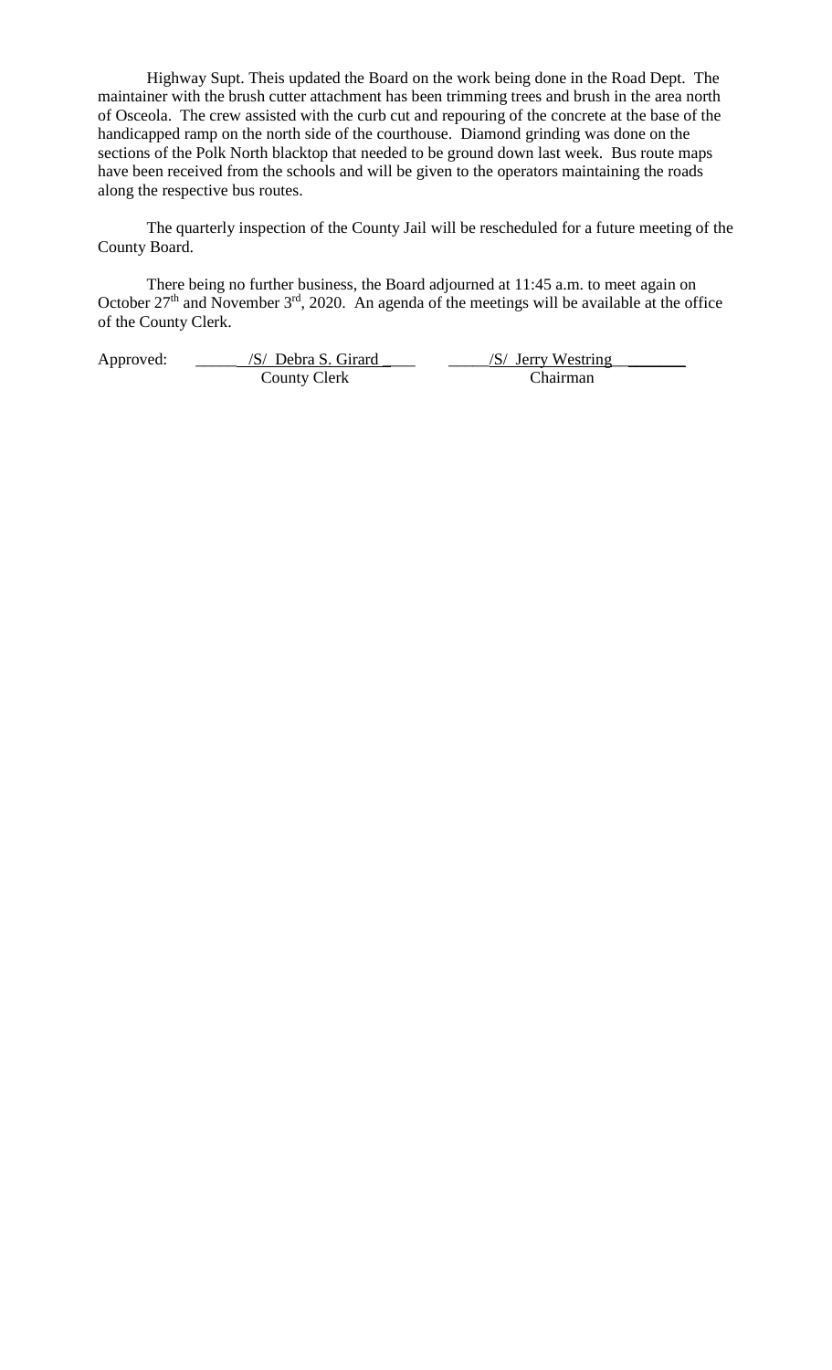Highway Supt. Theis updated the Board on the work being done in the Road Dept. The maintainer with the brush cutter attachment has been trimming trees and brush in the area north of Osceola. The crew assisted with the curb cut and repouring of the concrete at the base of the handicapped ramp on the north side of the courthouse. Diamond grinding was done on the sections of the Polk North blacktop that needed to be ground down last week. Bus route maps have been received from the schools and will be given to the operators maintaining the roads along the respective bus routes.

The quarterly inspection of the County Jail will be rescheduled for a future meeting of the County Board.

There being no further business, the Board adjourned at 11:45 a.m. to meet again on October 27th and November 3rd, 2020. An agenda of the meetings will be available at the office of the County Clerk.

Approved: /S/ Debra S. Girard — County Clerk

/S/ Jerry Westring — Chairman